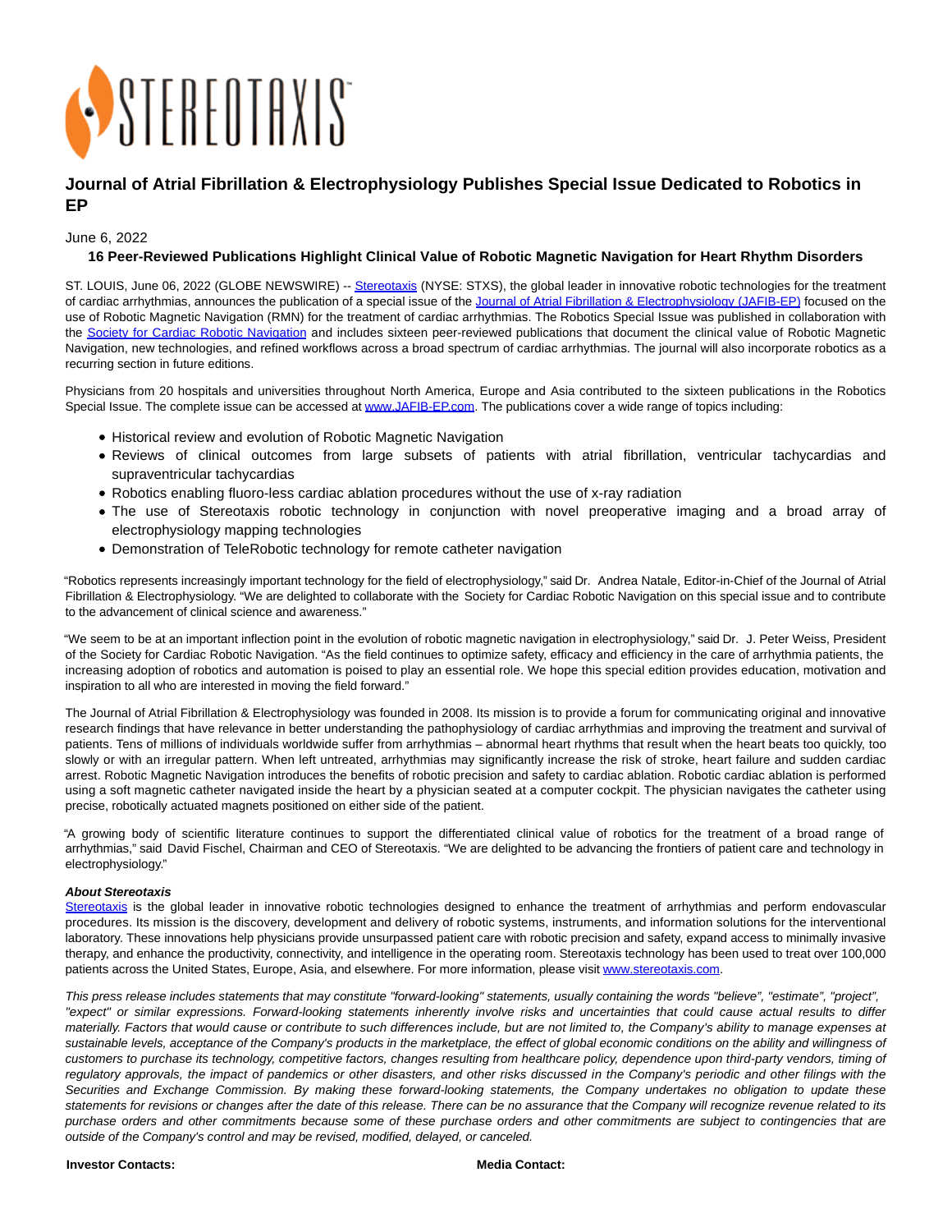# Journal of Atrial Fibrillation & Electrophysiology Publishes Special Issue Dedicated to Robotics in EP

June 6, 2022

**16 Peer-Reviewed Publications Highlight Clinical Value of Robotic Magnetic Navigation for Heart Rhythm Disorders**

ST. LOUIS, June 06, 2022 (GLOBE NEWSWIRE) -- Stereotaxis (NYSE: STXS), the global leader in innovative robotic technologies for the treatment of cardiac arrhythmias, announces the publication of a special issue of the Journal of Atrial Fibrillation & Electrophysiology (JAFIB-EP) focused on the use of Robotic Magnetic Navigation (RMN) for the treatment of cardiac arrhythmias. The Robotics Special Issue was published in collaboration with the Society for Cardiac Robotic Navigation and includes sixteen peer-reviewed publications that document the clinical value of Robotic Magnetic Navigation, new technologies, and refined workflows across a broad spectrum of cardiac arrhythmias. The journal will also incorporate robotics as a recurring section in future editions.

Physicians from 20 hospitals and universities throughout North America, Europe and Asia contributed to the sixteen publications in the Robotics Special Issue. The complete issue can be accessed at www.JAFIB-EP.com. The publications cover a wide range of topics including:

- Historical review and evolution of Robotic Magnetic Navigation
- Reviews of clinical outcomes from large subsets of patients with atrial fibrillation, ventricular tachycardias and supraventricular tachycardias
- Robotics enabling fluoro-less cardiac ablation procedures without the use of x-ray radiation
- The use of Stereotaxis robotic technology in conjunction with novel preoperative imaging and a broad array of electrophysiology mapping technologies
- Demonstration of TeleRobotic technology for remote catheter navigation

"Robotics represents increasingly important technology for the field of electrophysiology," said Dr. Andrea Natale, Editor-in-Chief of the Journal of Atrial Fibrillation & Electrophysiology. "We are delighted to collaborate with the Society for Cardiac Robotic Navigation on this special issue and to contribute to the advancement of clinical science and awareness."

"We seem to be at an important inflection point in the evolution of robotic magnetic navigation in electrophysiology," said Dr. J. Peter Weiss, President of the Society for Cardiac Robotic Navigation. "As the field continues to optimize safety, efficacy and efficiency in the care of arrhythmia patients, the increasing adoption of robotics and automation is poised to play an essential role. We hope this special edition provides education, motivation and inspiration to all who are interested in moving the field forward."

The Journal of Atrial Fibrillation & Electrophysiology was founded in 2008. Its mission is to provide a forum for communicating original and innovative research findings that have relevance in better understanding the pathophysiology of cardiac arrhythmias and improving the treatment and survival of patients. Tens of millions of individuals worldwide suffer from arrhythmias – abnormal heart rhythms that result when the heart beats too quickly, too slowly or with an irregular pattern. When left untreated, arrhythmias may significantly increase the risk of stroke, heart failure and sudden cardiac arrest. Robotic Magnetic Navigation introduces the benefits of robotic precision and safety to cardiac ablation. Robotic cardiac ablation is performed using a soft magnetic catheter navigated inside the heart by a physician seated at a computer cockpit. The physician navigates the catheter using precise, robotically actuated magnets positioned on either side of the patient.

"A growing body of scientific literature continues to support the differentiated clinical value of robotics for the treatment of a broad range of arrhythmias," said David Fischel, Chairman and CEO of Stereotaxis. "We are delighted to be advancing the frontiers of patient care and technology in electrophysiology."

***About Stereotaxis***

Stereotaxis is the global leader in innovative robotic technologies designed to enhance the treatment of arrhythmias and perform endovascular procedures. Its mission is the discovery, development and delivery of robotic systems, instruments, and information solutions for the interventional laboratory. These innovations help physicians provide unsurpassed patient care with robotic precision and safety, expand access to minimally invasive therapy, and enhance the productivity, connectivity, and intelligence in the operating room. Stereotaxis technology has been used to treat over 100,000 patients across the United States, Europe, Asia, and elsewhere. For more information, please visit www.stereotaxis.com.

*This press release includes statements that may constitute "forward-looking" statements, usually containing the words "believe", "estimate", "project", "expect" or similar expressions. Forward-looking statements inherently involve risks and uncertainties that could cause actual results to differ materially. Factors that would cause or contribute to such differences include, but are not limited to, the Company's ability to manage expenses at sustainable levels, acceptance of the Company's products in the marketplace, the effect of global economic conditions on the ability and willingness of customers to purchase its technology, competitive factors, changes resulting from healthcare policy, dependence upon third-party vendors, timing of regulatory approvals, the impact of pandemics or other disasters, and other risks discussed in the Company's periodic and other filings with the Securities and Exchange Commission. By making these forward-looking statements, the Company undertakes no obligation to update these statements for revisions or changes after the date of this release. There can be no assurance that the Company will recognize revenue related to its purchase orders and other commitments because some of these purchase orders and other commitments are subject to contingencies that are outside of the Company's control and may be revised, modified, delayed, or canceled.*

| **Investor Contacts:** | **Media Contact:** |
|---|---|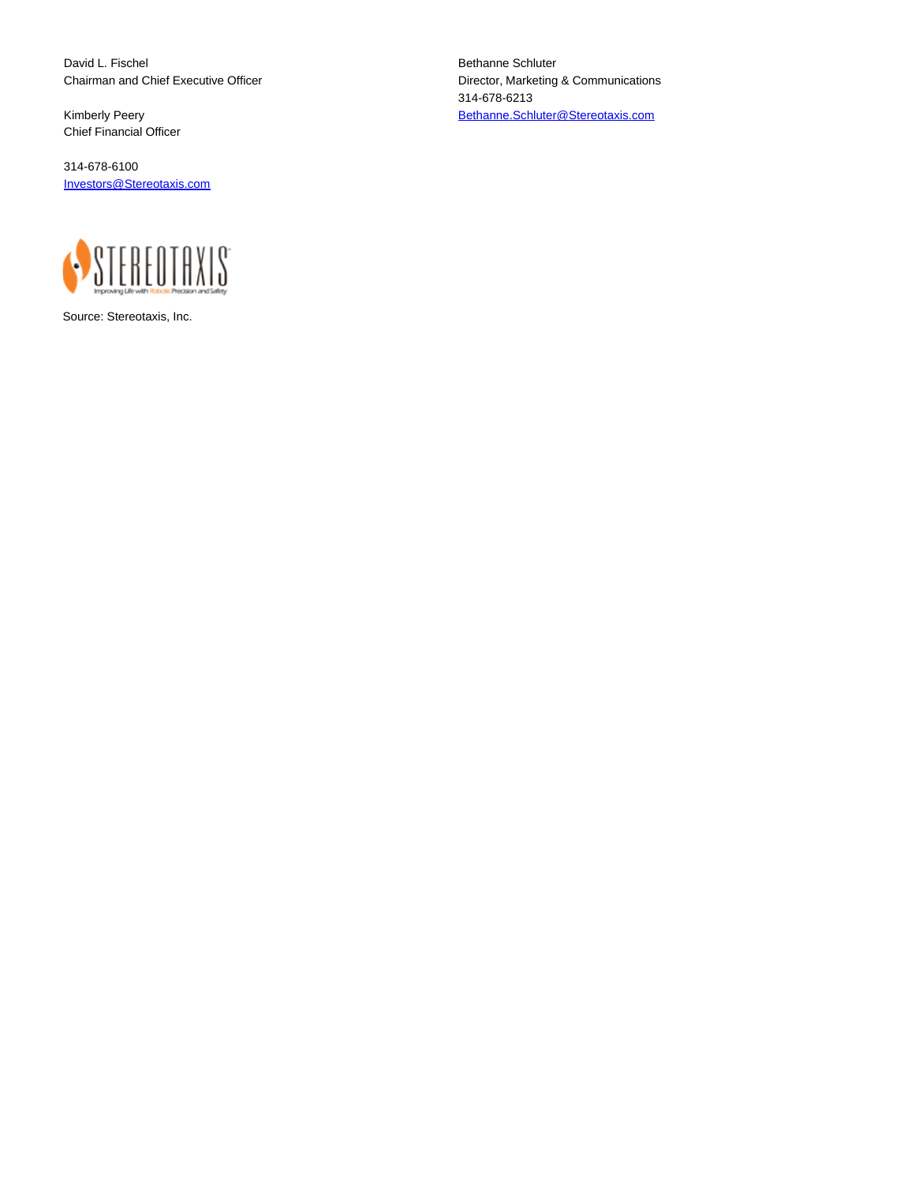David L. Fischel
Chairman and Chief Executive Officer

Kimberly Peery
Chief Financial Officer

314-678-6100
Investors@Stereotaxis.com

Bethanne Schluter
Director, Marketing & Communications
314-678-6213
Bethanne.Schluter@Stereotaxis.com

Source: Stereotaxis, Inc.